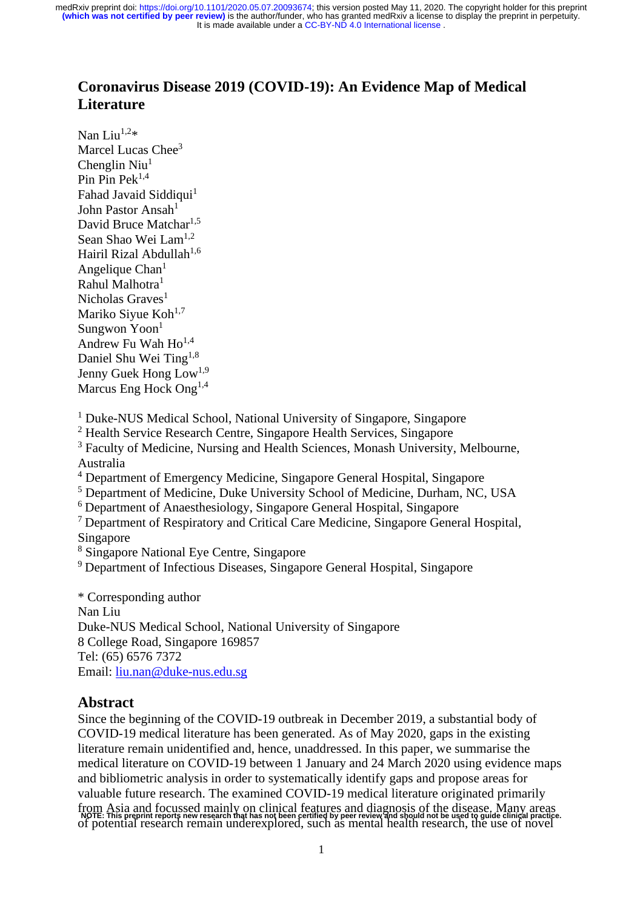# Coronavirus Disease 2019 (COVID-19): An Evidence Map of Medical Literature

Nan Liu[1,2]*
Marcel Lucas Chee[3]
Chenglin Niu[1]
Pin Pin Pek[1,4]
Fahad Javaid Siddiqui[1]
John Pastor Ansah[1]
David Bruce Matchar[1,5]
Sean Shao Wei Lam[1,2]
Hairil Rizal Abdullah[1,6]
Angelique Chan[1]
Rahul Malhotra[1]
Nicholas Graves[1]
Mariko Siyue Koh[1,7]
Sungwon Yoon[1]
Andrew Fu Wah Ho[1,4]
Daniel Shu Wei Ting[1,8]
Jenny Guek Hong Low[1,9]
Marcus Eng Hock Ong[1,4]

[1] Duke-NUS Medical School, National University of Singapore, Singapore
[2] Health Service Research Centre, Singapore Health Services, Singapore
[3] Faculty of Medicine, Nursing and Health Sciences, Monash University, Melbourne, Australia
[4] Department of Emergency Medicine, Singapore General Hospital, Singapore
[5] Department of Medicine, Duke University School of Medicine, Durham, NC, USA
[6] Department of Anaesthesiology, Singapore General Hospital, Singapore
[7] Department of Respiratory and Critical Care Medicine, Singapore General Hospital, Singapore
[8] Singapore National Eye Centre, Singapore
[9] Department of Infectious Diseases, Singapore General Hospital, Singapore

* Corresponding author
Nan Liu
Duke-NUS Medical School, National University of Singapore
8 College Road, Singapore 169857
Tel: (65) 6576 7372
Email: liu.nan@duke-nus.edu.sg

## Abstract

Since the beginning of the COVID-19 outbreak in December 2019, a substantial body of COVID-19 medical literature has been generated. As of May 2020, gaps in the existing literature remain unidentified and, hence, unaddressed. In this paper, we summarise the medical literature on COVID-19 between 1 January and 24 March 2020 using evidence maps and bibliometric analysis in order to systematically identify gaps and propose areas for valuable future research. The examined COVID-19 medical literature originated primarily from Asia and focussed mainly on clinical features and diagnosis of the disease. Many areas of potential research remain underexplored, such as mental health research, the use of novel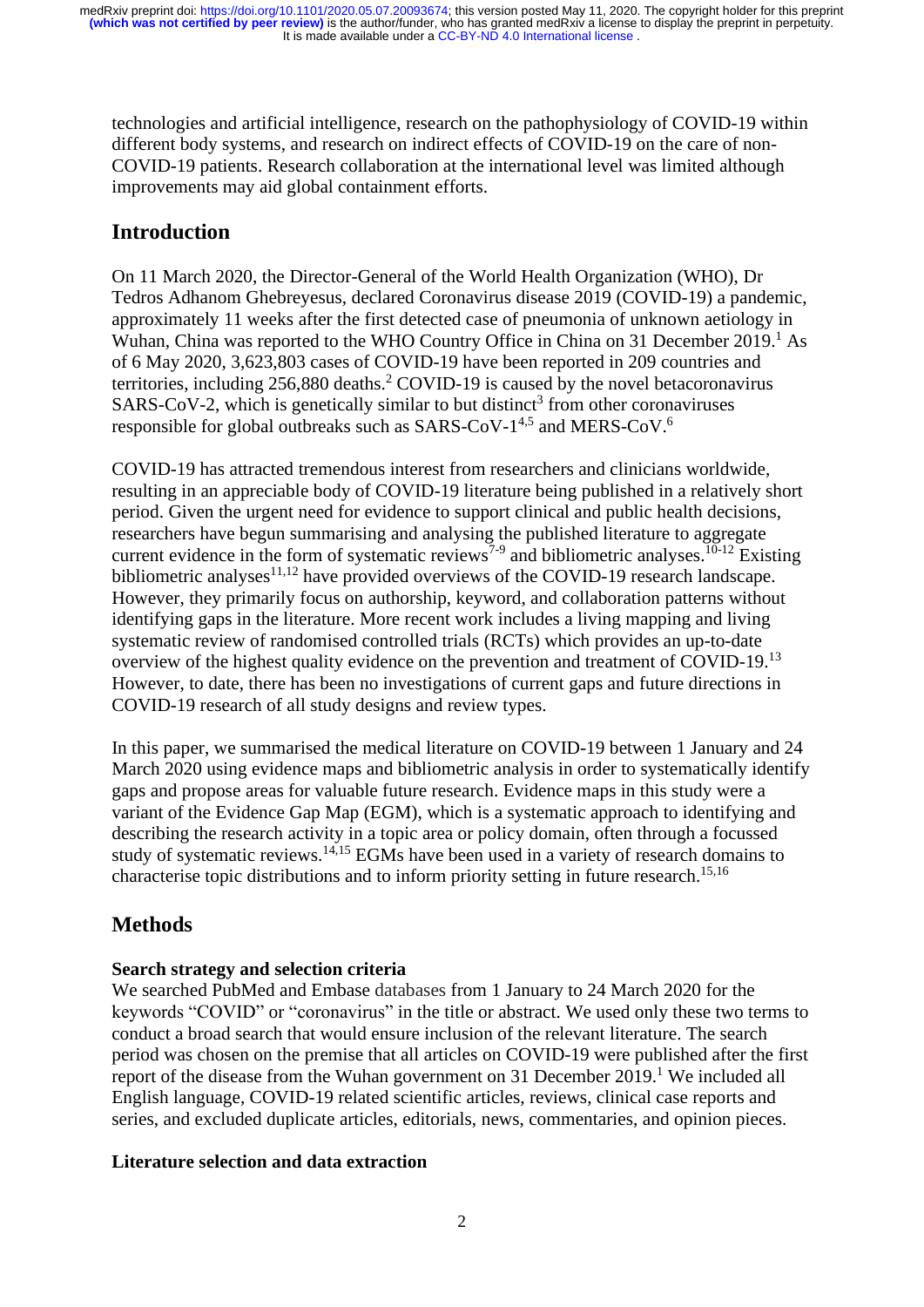technologies and artificial intelligence, research on the pathophysiology of COVID-19 within different body systems, and research on indirect effects of COVID-19 on the care of non-COVID-19 patients. Research collaboration at the international level was limited although improvements may aid global containment efforts.

## Introduction

On 11 March 2020, the Director-General of the World Health Organization (WHO), Dr Tedros Adhanom Ghebreyesus, declared Coronavirus disease 2019 (COVID-19) a pandemic, approximately 11 weeks after the first detected case of pneumonia of unknown aetiology in Wuhan, China was reported to the WHO Country Office in China on 31 December 2019.[1] As of 6 May 2020, 3,623,803 cases of COVID-19 have been reported in 209 countries and territories, including 256,880 deaths.[2] COVID-19 is caused by the novel betacoronavirus SARS-CoV-2, which is genetically similar to but distinct[3] from other coronaviruses responsible for global outbreaks such as SARS-CoV-1[4,5] and MERS-CoV.[6]

COVID-19 has attracted tremendous interest from researchers and clinicians worldwide, resulting in an appreciable body of COVID-19 literature being published in a relatively short period. Given the urgent need for evidence to support clinical and public health decisions, researchers have begun summarising and analysing the published literature to aggregate current evidence in the form of systematic reviews[7-9] and bibliometric analyses.[10-12] Existing bibliometric analyses[11,12] have provided overviews of the COVID-19 research landscape. However, they primarily focus on authorship, keyword, and collaboration patterns without identifying gaps in the literature. More recent work includes a living mapping and living systematic review of randomised controlled trials (RCTs) which provides an up-to-date overview of the highest quality evidence on the prevention and treatment of COVID-19.[13] However, to date, there has been no investigations of current gaps and future directions in COVID-19 research of all study designs and review types.

In this paper, we summarised the medical literature on COVID-19 between 1 January and 24 March 2020 using evidence maps and bibliometric analysis in order to systematically identify gaps and propose areas for valuable future research. Evidence maps in this study were a variant of the Evidence Gap Map (EGM), which is a systematic approach to identifying and describing the research activity in a topic area or policy domain, often through a focussed study of systematic reviews.[14,15] EGMs have been used in a variety of research domains to characterise topic distributions and to inform priority setting in future research.[15,16]

## Methods

### Search strategy and selection criteria

We searched PubMed and Embase databases from 1 January to 24 March 2020 for the keywords "COVID" or "coronavirus" in the title or abstract. We used only these two terms to conduct a broad search that would ensure inclusion of the relevant literature. The search period was chosen on the premise that all articles on COVID-19 were published after the first report of the disease from the Wuhan government on 31 December 2019.[1] We included all English language, COVID-19 related scientific articles, reviews, clinical case reports and series, and excluded duplicate articles, editorials, news, commentaries, and opinion pieces.

### Literature selection and data extraction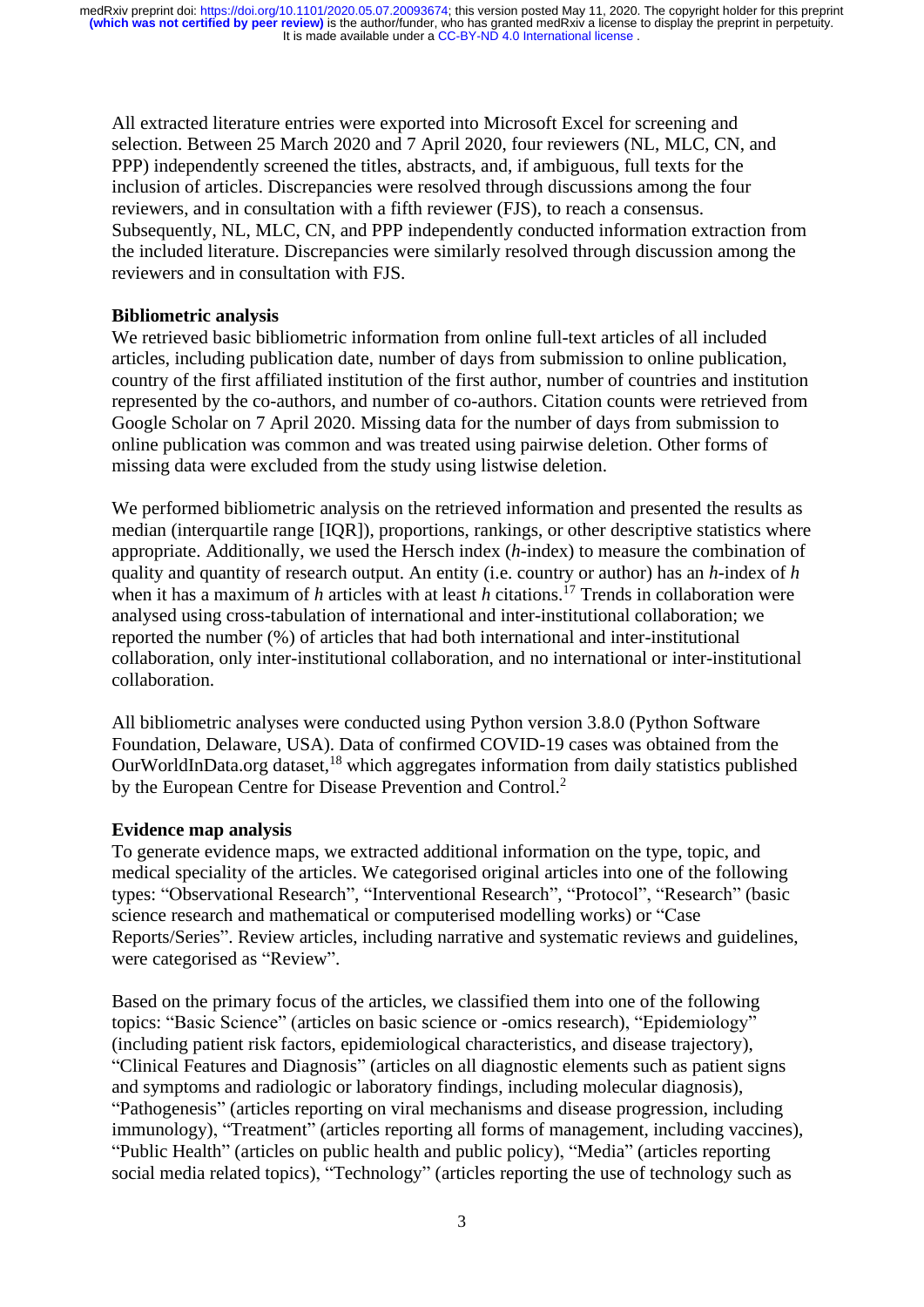All extracted literature entries were exported into Microsoft Excel for screening and selection. Between 25 March 2020 and 7 April 2020, four reviewers (NL, MLC, CN, and PPP) independently screened the titles, abstracts, and, if ambiguous, full texts for the inclusion of articles. Discrepancies were resolved through discussions among the four reviewers, and in consultation with a fifth reviewer (FJS), to reach a consensus. Subsequently, NL, MLC, CN, and PPP independently conducted information extraction from the included literature. Discrepancies were similarly resolved through discussion among the reviewers and in consultation with FJS.

**Bibliometric analysis**

We retrieved basic bibliometric information from online full-text articles of all included articles, including publication date, number of days from submission to online publication, country of the first affiliated institution of the first author, number of countries and institution represented by the co-authors, and number of co-authors. Citation counts were retrieved from Google Scholar on 7 April 2020. Missing data for the number of days from submission to online publication was common and was treated using pairwise deletion. Other forms of missing data were excluded from the study using listwise deletion.

We performed bibliometric analysis on the retrieved information and presented the results as median (interquartile range [IQR]), proportions, rankings, or other descriptive statistics where appropriate. Additionally, we used the Hersch index ($h$-index) to measure the combination of quality and quantity of research output. An entity (i.e. country or author) has an $h$-index of $h$ when it has a maximum of $h$ articles with at least $h$ citations.[17] Trends in collaboration were analysed using cross-tabulation of international and inter-institutional collaboration; we reported the number (%) of articles that had both international and inter-institutional collaboration, only inter-institutional collaboration, and no international or inter-institutional collaboration.

All bibliometric analyses were conducted using Python version 3.8.0 (Python Software Foundation, Delaware, USA). Data of confirmed COVID-19 cases was obtained from the OurWorldInData.org dataset,[18] which aggregates information from daily statistics published by the European Centre for Disease Prevention and Control.[2]

**Evidence map analysis**

To generate evidence maps, we extracted additional information on the type, topic, and medical speciality of the articles. We categorised original articles into one of the following types: "Observational Research", "Interventional Research", "Protocol", "Research" (basic science research and mathematical or computerised modelling works) or "Case Reports/Series". Review articles, including narrative and systematic reviews and guidelines, were categorised as "Review".

Based on the primary focus of the articles, we classified them into one of the following topics: "Basic Science" (articles on basic science or -omics research), "Epidemiology" (including patient risk factors, epidemiological characteristics, and disease trajectory), "Clinical Features and Diagnosis" (articles on all diagnostic elements such as patient signs and symptoms and radiologic or laboratory findings, including molecular diagnosis), "Pathogenesis" (articles reporting on viral mechanisms and disease progression, including immunology), "Treatment" (articles reporting all forms of management, including vaccines), "Public Health" (articles on public health and public policy), "Media" (articles reporting social media related topics), "Technology" (articles reporting the use of technology such as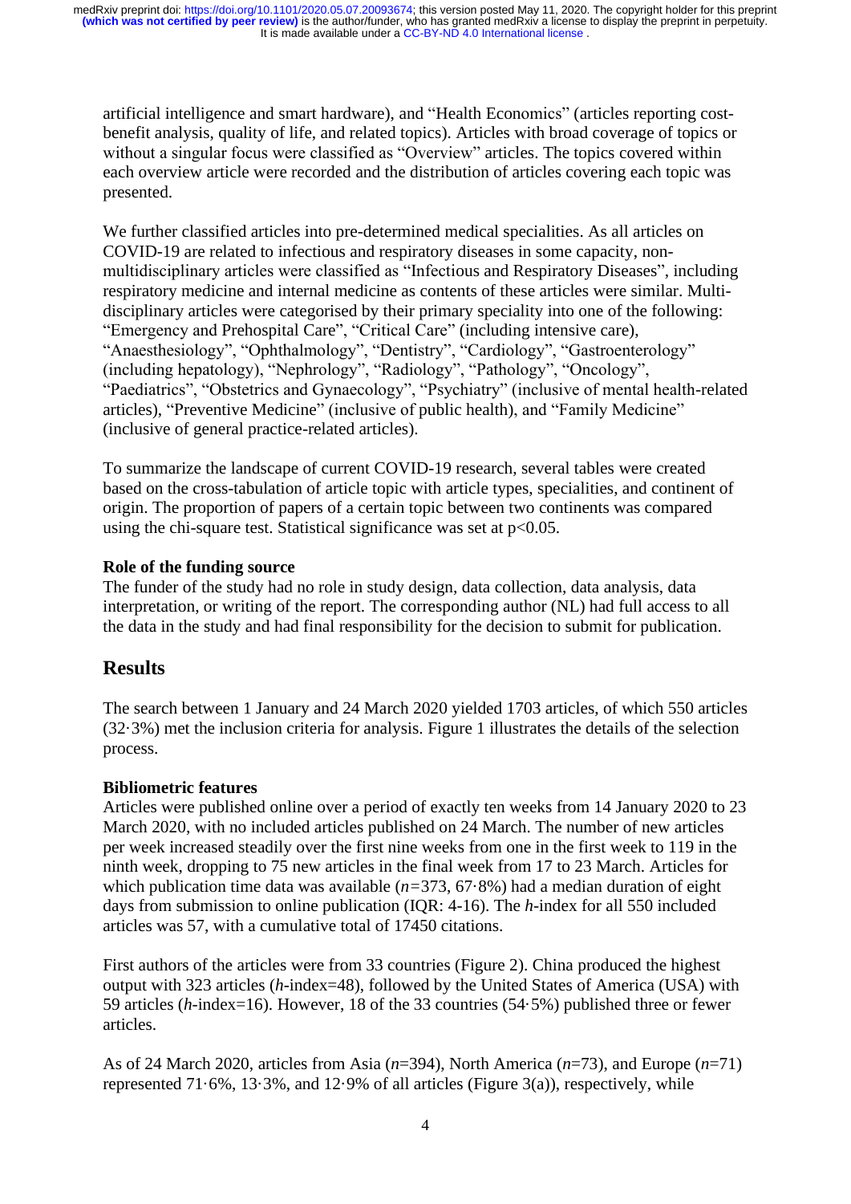artificial intelligence and smart hardware), and “Health Economics” (articles reporting cost-benefit analysis, quality of life, and related topics). Articles with broad coverage of topics or without a singular focus were classified as “Overview” articles. The topics covered within each overview article were recorded and the distribution of articles covering each topic was presented.

We further classified articles into pre-determined medical specialities. As all articles on COVID-19 are related to infectious and respiratory diseases in some capacity, non-multidisciplinary articles were classified as “Infectious and Respiratory Diseases”, including respiratory medicine and internal medicine as contents of these articles were similar. Multi-disciplinary articles were categorised by their primary speciality into one of the following: “Emergency and Prehospital Care”, “Critical Care” (including intensive care), “Anaesthesiology”, “Ophthalmology”, “Dentistry”, “Cardiology”, “Gastroenterology” (including hepatology), “Nephrology”, “Radiology”, “Pathology”, “Oncology”, “Paediatrics”, “Obstetrics and Gynaecology”, “Psychiatry” (inclusive of mental health-related articles), “Preventive Medicine” (inclusive of public health), and “Family Medicine” (inclusive of general practice-related articles).

To summarize the landscape of current COVID-19 research, several tables were created based on the cross-tabulation of article topic with article types, specialities, and continent of origin. The proportion of papers of a certain topic between two continents was compared using the chi-square test. Statistical significance was set at $p<0.05$.

### Role of the funding source

The funder of the study had no role in study design, data collection, data analysis, data interpretation, or writing of the report. The corresponding author (NL) had full access to all the data in the study and had final responsibility for the decision to submit for publication.

## Results

The search between 1 January and 24 March 2020 yielded 1703 articles, of which 550 articles (32·3%) met the inclusion criteria for analysis. Figure 1 illustrates the details of the selection process.

### Bibliometric features

Articles were published online over a period of exactly ten weeks from 14 January 2020 to 23 March 2020, with no included articles published on 24 March. The number of new articles per week increased steadily over the first nine weeks from one in the first week to 119 in the ninth week, dropping to 75 new articles in the final week from 17 to 23 March. Articles for which publication time data was available ($n$=373, 67·8%) had a median duration of eight days from submission to online publication (IQR: 4-16). The $h$-index for all 550 included articles was 57, with a cumulative total of 17450 citations.

First authors of the articles were from 33 countries (Figure 2). China produced the highest output with 323 articles ($h$-index=48), followed by the United States of America (USA) with 59 articles ($h$-index=16). However, 18 of the 33 countries (54·5%) published three or fewer articles.

As of 24 March 2020, articles from Asia ($n$=394), North America ($n$=73), and Europe ($n$=71) represented 71·6%, 13·3%, and 12·9% of all articles (Figure 3(a)), respectively, while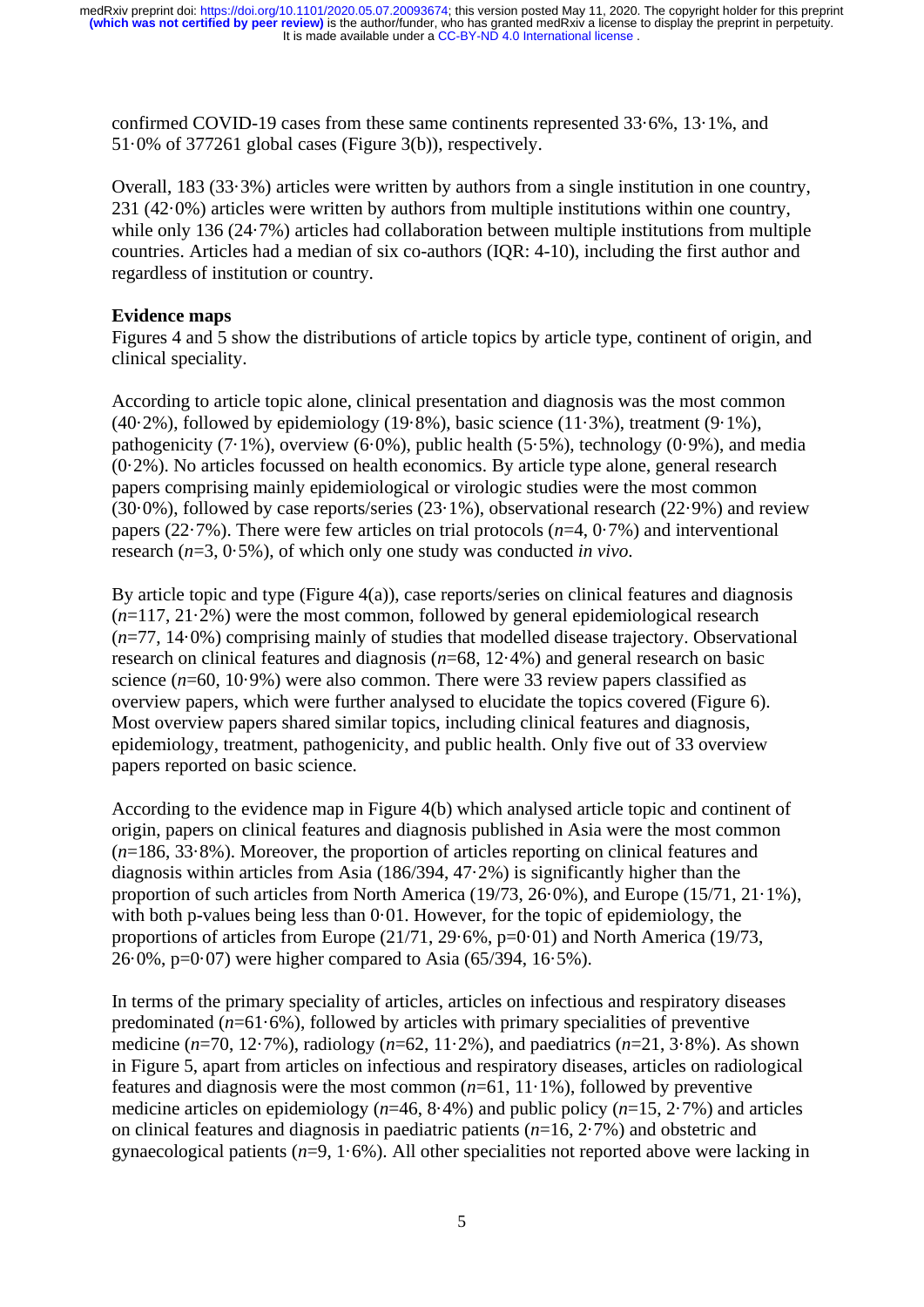confirmed COVID-19 cases from these same continents represented 33·6%, 13·1%, and 51·0% of 377261 global cases (Figure 3(b)), respectively.

Overall, 183 (33·3%) articles were written by authors from a single institution in one country, 231 (42·0%) articles were written by authors from multiple institutions within one country, while only 136 (24·7%) articles had collaboration between multiple institutions from multiple countries. Articles had a median of six co-authors (IQR: 4-10), including the first author and regardless of institution or country.

**Evidence maps**

Figures 4 and 5 show the distributions of article topics by article type, continent of origin, and clinical speciality.

According to article topic alone, clinical presentation and diagnosis was the most common (40·2%), followed by epidemiology (19·8%), basic science (11·3%), treatment (9·1%), pathogenicity (7·1%), overview (6·0%), public health (5·5%), technology (0·9%), and media (0·2%). No articles focussed on health economics. By article type alone, general research papers comprising mainly epidemiological or virologic studies were the most common (30·0%), followed by case reports/series (23·1%), observational research (22·9%) and review papers (22·7%). There were few articles on trial protocols (*n*=4, 0·7%) and interventional research (*n*=3, 0·5%), of which only one study was conducted *in vivo*.

By article topic and type (Figure 4(a)), case reports/series on clinical features and diagnosis (*n*=117, 21·2%) were the most common, followed by general epidemiological research (*n*=77, 14·0%) comprising mainly of studies that modelled disease trajectory. Observational research on clinical features and diagnosis (*n*=68, 12·4%) and general research on basic science (*n*=60, 10·9%) were also common. There were 33 review papers classified as overview papers, which were further analysed to elucidate the topics covered (Figure 6). Most overview papers shared similar topics, including clinical features and diagnosis, epidemiology, treatment, pathogenicity, and public health. Only five out of 33 overview papers reported on basic science.

According to the evidence map in Figure 4(b) which analysed article topic and continent of origin, papers on clinical features and diagnosis published in Asia were the most common (*n*=186, 33·8%). Moreover, the proportion of articles reporting on clinical features and diagnosis within articles from Asia (186/394, 47·2%) is significantly higher than the proportion of such articles from North America (19/73, 26·0%), and Europe (15/71, 21·1%), with both p-values being less than 0·01. However, for the topic of epidemiology, the proportions of articles from Europe (21/71, 29·6%, p=0·01) and North America (19/73, 26·0%, p=0·07) were higher compared to Asia (65/394, 16·5%).

In terms of the primary speciality of articles, articles on infectious and respiratory diseases predominated (*n*=61·6%), followed by articles with primary specialities of preventive medicine (*n*=70, 12·7%), radiology (*n*=62, 11·2%), and paediatrics (*n*=21, 3·8%). As shown in Figure 5, apart from articles on infectious and respiratory diseases, articles on radiological features and diagnosis were the most common (*n*=61, 11·1%), followed by preventive medicine articles on epidemiology (*n*=46, 8·4%) and public policy (*n*=15, 2·7%) and articles on clinical features and diagnosis in paediatric patients (*n*=16, 2·7%) and obstetric and gynaecological patients (*n*=9, 1·6%). All other specialities not reported above were lacking in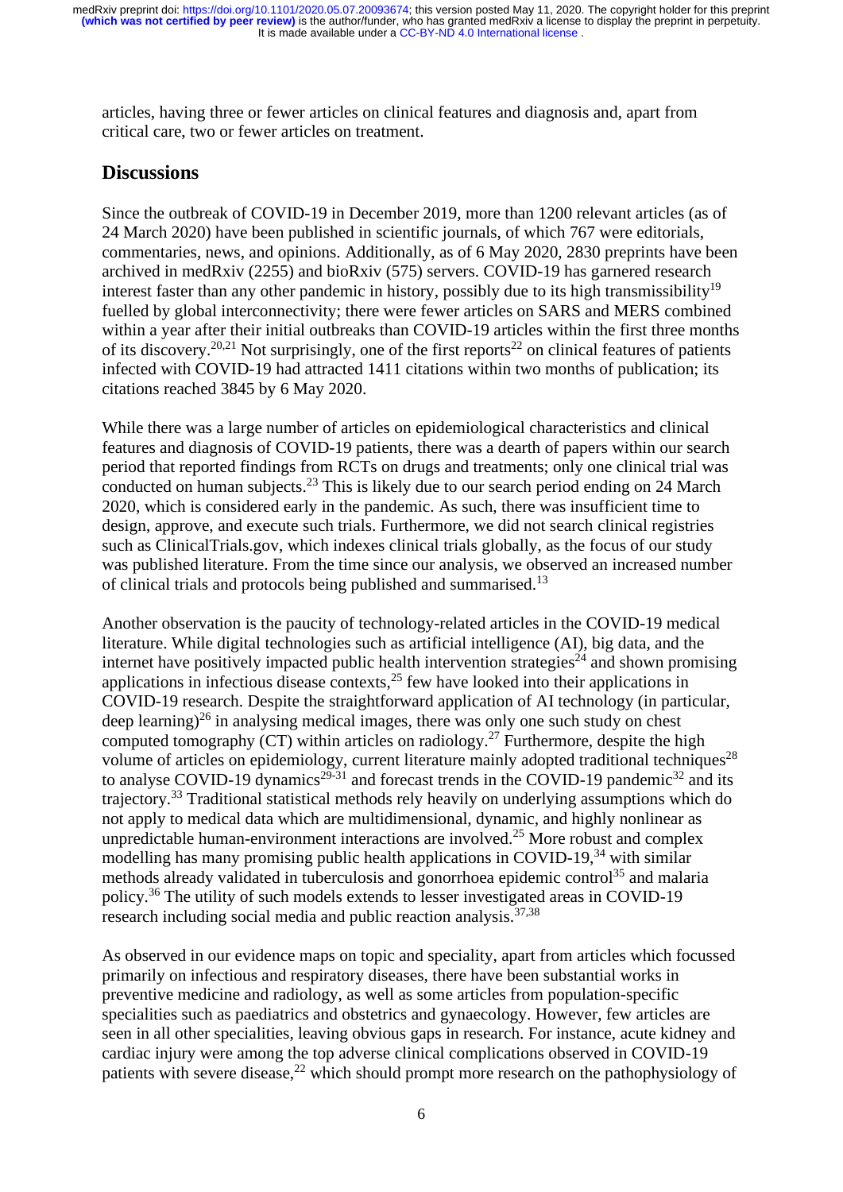articles, having three or fewer articles on clinical features and diagnosis and, apart from critical care, two or fewer articles on treatment.

## Discussions

Since the outbreak of COVID-19 in December 2019, more than 1200 relevant articles (as of 24 March 2020) have been published in scientific journals, of which 767 were editorials, commentaries, news, and opinions. Additionally, as of 6 May 2020, 2830 preprints have been archived in medRxiv (2255) and bioRxiv (575) servers. COVID-19 has garnered research interest faster than any other pandemic in history, possibly due to its high transmissibility[19] fuelled by global interconnectivity; there were fewer articles on SARS and MERS combined within a year after their initial outbreaks than COVID-19 articles within the first three months of its discovery.[20,21] Not surprisingly, one of the first reports[22] on clinical features of patients infected with COVID-19 had attracted 1411 citations within two months of publication; its citations reached 3845 by 6 May 2020.

While there was a large number of articles on epidemiological characteristics and clinical features and diagnosis of COVID-19 patients, there was a dearth of papers within our search period that reported findings from RCTs on drugs and treatments; only one clinical trial was conducted on human subjects.[23] This is likely due to our search period ending on 24 March 2020, which is considered early in the pandemic. As such, there was insufficient time to design, approve, and execute such trials. Furthermore, we did not search clinical registries such as ClinicalTrials.gov, which indexes clinical trials globally, as the focus of our study was published literature. From the time since our analysis, we observed an increased number of clinical trials and protocols being published and summarised.[13]

Another observation is the paucity of technology-related articles in the COVID-19 medical literature. While digital technologies such as artificial intelligence (AI), big data, and the internet have positively impacted public health intervention strategies[24] and shown promising applications in infectious disease contexts,[25] few have looked into their applications in COVID-19 research. Despite the straightforward application of AI technology (in particular, deep learning)[26] in analysing medical images, there was only one such study on chest computed tomography (CT) within articles on radiology.[27] Furthermore, despite the high volume of articles on epidemiology, current literature mainly adopted traditional techniques[28] to analyse COVID-19 dynamics[29-31] and forecast trends in the COVID-19 pandemic[32] and its trajectory.[33] Traditional statistical methods rely heavily on underlying assumptions which do not apply to medical data which are multidimensional, dynamic, and highly nonlinear as unpredictable human-environment interactions are involved.[25] More robust and complex modelling has many promising public health applications in COVID-19,[34] with similar methods already validated in tuberculosis and gonorrhoea epidemic control[35] and malaria policy.[36] The utility of such models extends to lesser investigated areas in COVID-19 research including social media and public reaction analysis.[37,38]

As observed in our evidence maps on topic and speciality, apart from articles which focussed primarily on infectious and respiratory diseases, there have been substantial works in preventive medicine and radiology, as well as some articles from population-specific specialities such as paediatrics and obstetrics and gynaecology. However, few articles are seen in all other specialities, leaving obvious gaps in research. For instance, acute kidney and cardiac injury were among the top adverse clinical complications observed in COVID-19 patients with severe disease,[22] which should prompt more research on the pathophysiology of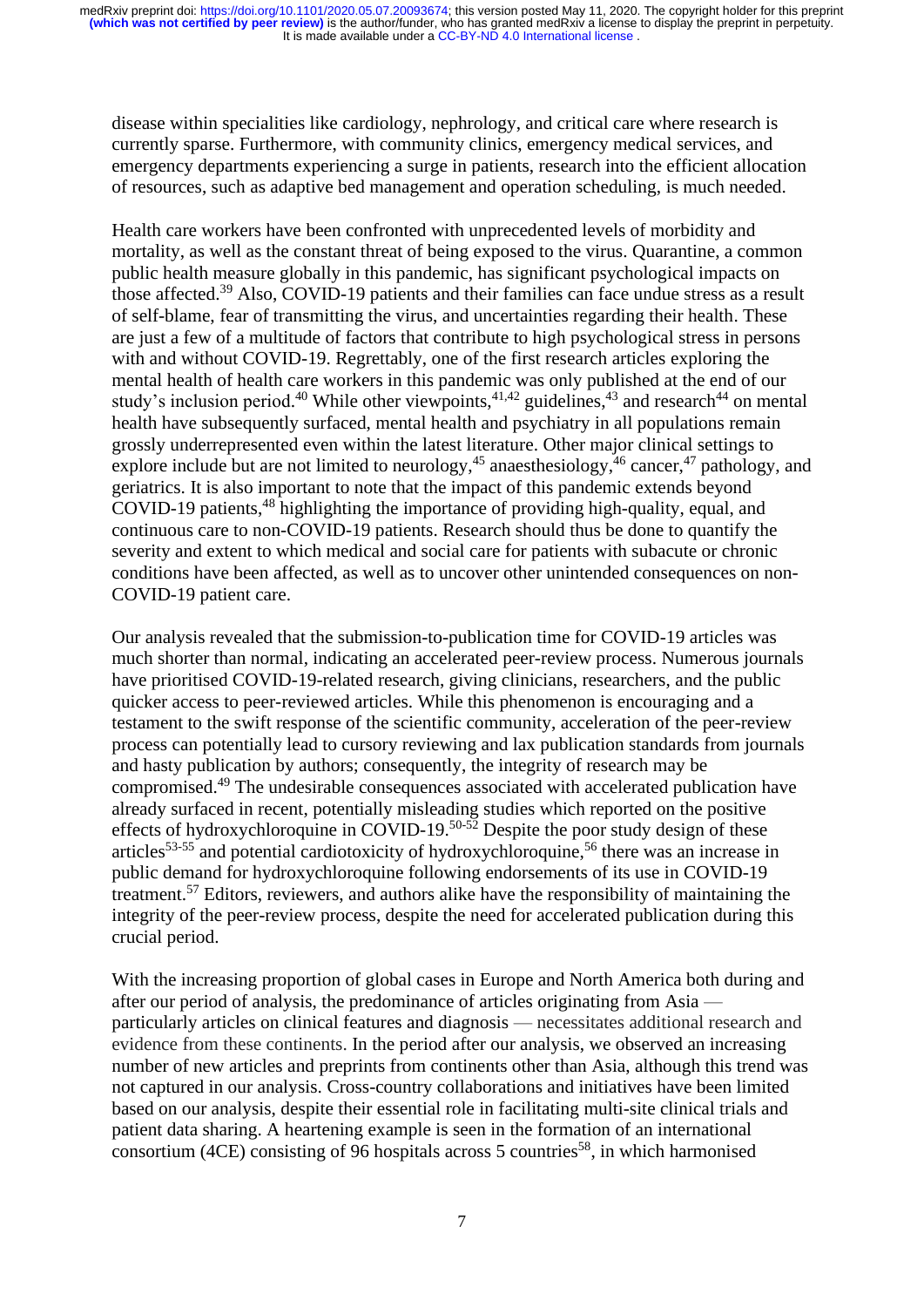disease within specialities like cardiology, nephrology, and critical care where research is currently sparse. Furthermore, with community clinics, emergency medical services, and emergency departments experiencing a surge in patients, research into the efficient allocation of resources, such as adaptive bed management and operation scheduling, is much needed.

Health care workers have been confronted with unprecedented levels of morbidity and mortality, as well as the constant threat of being exposed to the virus. Quarantine, a common public health measure globally in this pandemic, has significant psychological impacts on those affected.[39] Also, COVID-19 patients and their families can face undue stress as a result of self-blame, fear of transmitting the virus, and uncertainties regarding their health. These are just a few of a multitude of factors that contribute to high psychological stress in persons with and without COVID-19. Regrettably, one of the first research articles exploring the mental health of health care workers in this pandemic was only published at the end of our study's inclusion period.[40] While other viewpoints,[41,42] guidelines,[43] and research[44] on mental health have subsequently surfaced, mental health and psychiatry in all populations remain grossly underrepresented even within the latest literature. Other major clinical settings to explore include but are not limited to neurology,[45] anaesthesiology,[46] cancer,[47] pathology, and geriatrics. It is also important to note that the impact of this pandemic extends beyond COVID-19 patients,[48] highlighting the importance of providing high-quality, equal, and continuous care to non-COVID-19 patients. Research should thus be done to quantify the severity and extent to which medical and social care for patients with subacute or chronic conditions have been affected, as well as to uncover other unintended consequences on non-COVID-19 patient care.

Our analysis revealed that the submission-to-publication time for COVID-19 articles was much shorter than normal, indicating an accelerated peer-review process. Numerous journals have prioritised COVID-19-related research, giving clinicians, researchers, and the public quicker access to peer-reviewed articles. While this phenomenon is encouraging and a testament to the swift response of the scientific community, acceleration of the peer-review process can potentially lead to cursory reviewing and lax publication standards from journals and hasty publication by authors; consequently, the integrity of research may be compromised.[49] The undesirable consequences associated with accelerated publication have already surfaced in recent, potentially misleading studies which reported on the positive effects of hydroxychloroquine in COVID-19.[50-52] Despite the poor study design of these articles[53-55] and potential cardiotoxicity of hydroxychloroquine,[56] there was an increase in public demand for hydroxychloroquine following endorsements of its use in COVID-19 treatment.[57] Editors, reviewers, and authors alike have the responsibility of maintaining the integrity of the peer-review process, despite the need for accelerated publication during this crucial period.

With the increasing proportion of global cases in Europe and North America both during and after our period of analysis, the predominance of articles originating from Asia — particularly articles on clinical features and diagnosis — necessitates additional research and evidence from these continents. In the period after our analysis, we observed an increasing number of new articles and preprints from continents other than Asia, although this trend was not captured in our analysis. Cross-country collaborations and initiatives have been limited based on our analysis, despite their essential role in facilitating multi-site clinical trials and patient data sharing. A heartening example is seen in the formation of an international consortium (4CE) consisting of 96 hospitals across 5 countries[58], in which harmonised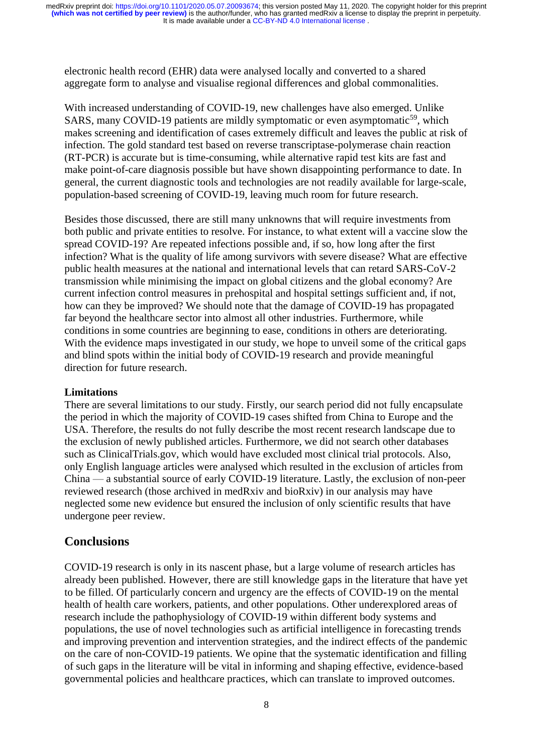electronic health record (EHR) data were analysed locally and converted to a shared aggregate form to analyse and visualise regional differences and global commonalities.

With increased understanding of COVID-19, new challenges have also emerged. Unlike SARS, many COVID-19 patients are mildly symptomatic or even asymptomatic[59], which makes screening and identification of cases extremely difficult and leaves the public at risk of infection. The gold standard test based on reverse transcriptase-polymerase chain reaction (RT-PCR) is accurate but is time-consuming, while alternative rapid test kits are fast and make point-of-care diagnosis possible but have shown disappointing performance to date. In general, the current diagnostic tools and technologies are not readily available for large-scale, population-based screening of COVID-19, leaving much room for future research.

Besides those discussed, there are still many unknowns that will require investments from both public and private entities to resolve. For instance, to what extent will a vaccine slow the spread COVID-19? Are repeated infections possible and, if so, how long after the first infection? What is the quality of life among survivors with severe disease? What are effective public health measures at the national and international levels that can retard SARS-CoV-2 transmission while minimising the impact on global citizens and the global economy? Are current infection control measures in prehospital and hospital settings sufficient and, if not, how can they be improved? We should note that the damage of COVID-19 has propagated far beyond the healthcare sector into almost all other industries. Furthermore, while conditions in some countries are beginning to ease, conditions in others are deteriorating. With the evidence maps investigated in our study, we hope to unveil some of the critical gaps and blind spots within the initial body of COVID-19 research and provide meaningful direction for future research.

### Limitations

There are several limitations to our study. Firstly, our search period did not fully encapsulate the period in which the majority of COVID-19 cases shifted from China to Europe and the USA. Therefore, the results do not fully describe the most recent research landscape due to the exclusion of newly published articles. Furthermore, we did not search other databases such as ClinicalTrials.gov, which would have excluded most clinical trial protocols. Also, only English language articles were analysed which resulted in the exclusion of articles from China — a substantial source of early COVID-19 literature. Lastly, the exclusion of non-peer reviewed research (those archived in medRxiv and bioRxiv) in our analysis may have neglected some new evidence but ensured the inclusion of only scientific results that have undergone peer review.

## Conclusions

COVID-19 research is only in its nascent phase, but a large volume of research articles has already been published. However, there are still knowledge gaps in the literature that have yet to be filled. Of particularly concern and urgency are the effects of COVID-19 on the mental health of health care workers, patients, and other populations. Other underexplored areas of research include the pathophysiology of COVID-19 within different body systems and populations, the use of novel technologies such as artificial intelligence in forecasting trends and improving prevention and intervention strategies, and the indirect effects of the pandemic on the care of non-COVID-19 patients. We opine that the systematic identification and filling of such gaps in the literature will be vital in informing and shaping effective, evidence-based governmental policies and healthcare practices, which can translate to improved outcomes.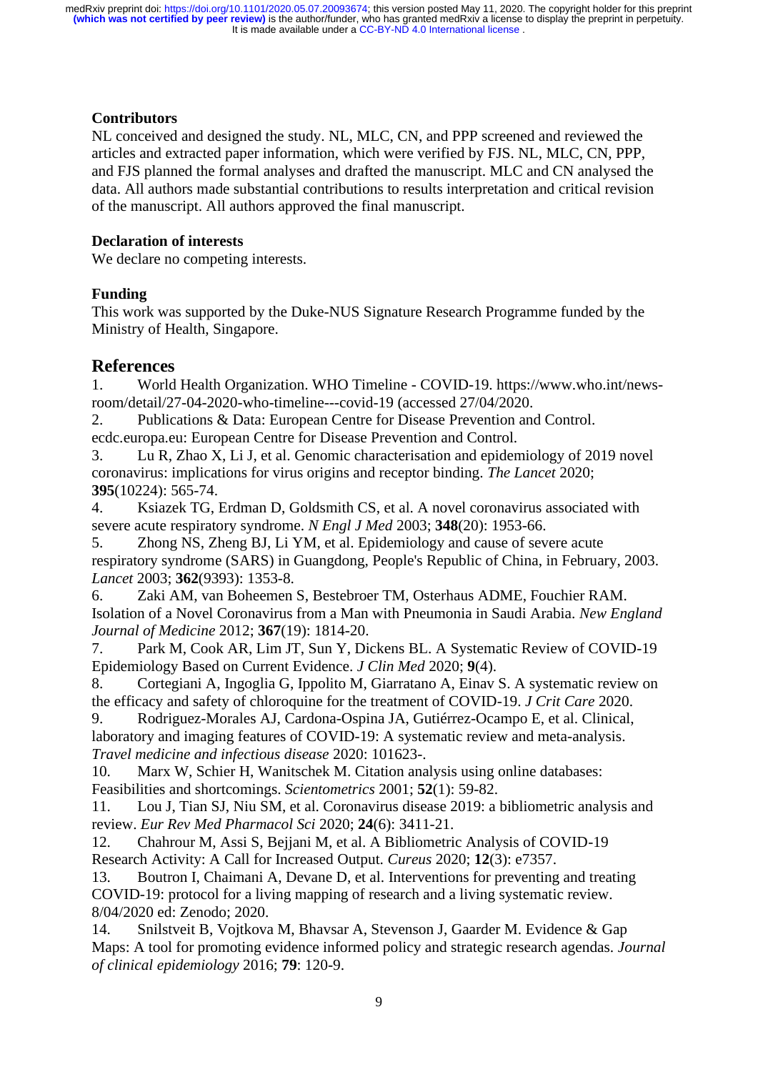### Contributors

NL conceived and designed the study. NL, MLC, CN, and PPP screened and reviewed the articles and extracted paper information, which were verified by FJS. NL, MLC, CN, PPP, and FJS planned the formal analyses and drafted the manuscript. MLC and CN analysed the data. All authors made substantial contributions to results interpretation and critical revision of the manuscript. All authors approved the final manuscript.

### Declaration of interests

We declare no competing interests.

### Funding

This work was supported by the Duke-NUS Signature Research Programme funded by the Ministry of Health, Singapore.

## References

1. World Health Organization. WHO Timeline - COVID-19. https://www.who.int/news-room/detail/27-04-2020-who-timeline---covid-19 (accessed 27/04/2020.
2. Publications & Data: European Centre for Disease Prevention and Control. ecdc.europa.eu: European Centre for Disease Prevention and Control.
3. Lu R, Zhao X, Li J, et al. Genomic characterisation and epidemiology of 2019 novel coronavirus: implications for virus origins and receptor binding. *The Lancet* 2020; **395**(10224): 565-74.
4. Ksiazek TG, Erdman D, Goldsmith CS, et al. A novel coronavirus associated with severe acute respiratory syndrome. *N Engl J Med* 2003; **348**(20): 1953-66.
5. Zhong NS, Zheng BJ, Li YM, et al. Epidemiology and cause of severe acute respiratory syndrome (SARS) in Guangdong, People's Republic of China, in February, 2003. *Lancet* 2003; **362**(9393): 1353-8.
6. Zaki AM, van Boheemen S, Bestebroer TM, Osterhaus ADME, Fouchier RAM. Isolation of a Novel Coronavirus from a Man with Pneumonia in Saudi Arabia. *New England Journal of Medicine* 2012; **367**(19): 1814-20.
7. Park M, Cook AR, Lim JT, Sun Y, Dickens BL. A Systematic Review of COVID-19 Epidemiology Based on Current Evidence. *J Clin Med* 2020; **9**(4).
8. Cortegiani A, Ingoglia G, Ippolito M, Giarratano A, Einav S. A systematic review on the efficacy and safety of chloroquine for the treatment of COVID-19. *J Crit Care* 2020.
9. Rodriguez-Morales AJ, Cardona-Ospina JA, Gutiérrez-Ocampo E, et al. Clinical, laboratory and imaging features of COVID-19: A systematic review and meta-analysis. *Travel medicine and infectious disease* 2020: 101623-.
10. Marx W, Schier H, Wanitschek M. Citation analysis using online databases: Feasibilities and shortcomings. *Scientometrics* 2001; **52**(1): 59-82.
11. Lou J, Tian SJ, Niu SM, et al. Coronavirus disease 2019: a bibliometric analysis and review. *Eur Rev Med Pharmacol Sci* 2020; **24**(6): 3411-21.
12. Chahrour M, Assi S, Bejjani M, et al. A Bibliometric Analysis of COVID-19 Research Activity: A Call for Increased Output. *Cureus* 2020; **12**(3): e7357.
13. Boutron I, Chaimani A, Devane D, et al. Interventions for preventing and treating COVID-19: protocol for a living mapping of research and a living systematic review. 8/04/2020 ed: Zenodo; 2020.
14. Snilstveit B, Vojtkova M, Bhavsar A, Stevenson J, Gaarder M. Evidence & Gap Maps: A tool for promoting evidence informed policy and strategic research agendas. *Journal of clinical epidemiology* 2016; **79**: 120-9.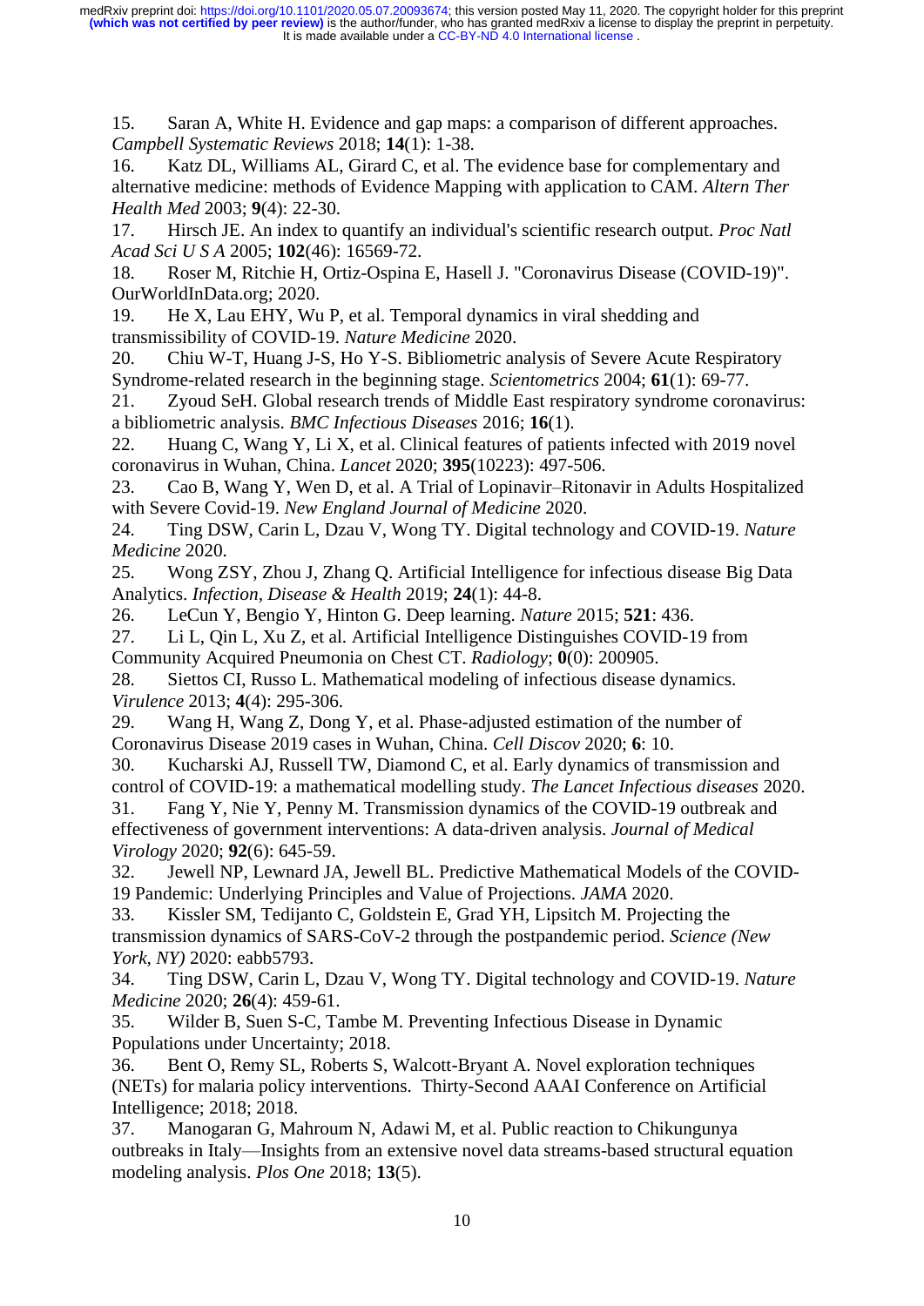15. Saran A, White H. Evidence and gap maps: a comparison of different approaches. *Campbell Systematic Reviews* 2018; **14**(1): 1-38.
16. Katz DL, Williams AL, Girard C, et al. The evidence base for complementary and alternative medicine: methods of Evidence Mapping with application to CAM. *Altern Ther Health Med* 2003; **9**(4): 22-30.
17. Hirsch JE. An index to quantify an individual's scientific research output. *Proc Natl Acad Sci U S A* 2005; **102**(46): 16569-72.
18. Roser M, Ritchie H, Ortiz-Ospina E, Hasell J. "Coronavirus Disease (COVID-19)". OurWorldInData.org; 2020.
19. He X, Lau EHY, Wu P, et al. Temporal dynamics in viral shedding and transmissibility of COVID-19. *Nature Medicine* 2020.
20. Chiu W-T, Huang J-S, Ho Y-S. Bibliometric analysis of Severe Acute Respiratory Syndrome-related research in the beginning stage. *Scientometrics* 2004; **61**(1): 69-77.
21. Zyoud SeH. Global research trends of Middle East respiratory syndrome coronavirus: a bibliometric analysis. *BMC Infectious Diseases* 2016; **16**(1).
22. Huang C, Wang Y, Li X, et al. Clinical features of patients infected with 2019 novel coronavirus in Wuhan, China. *Lancet* 2020; **395**(10223): 497-506.
23. Cao B, Wang Y, Wen D, et al. A Trial of Lopinavir–Ritonavir in Adults Hospitalized with Severe Covid-19. *New England Journal of Medicine* 2020.
24. Ting DSW, Carin L, Dzau V, Wong TY. Digital technology and COVID-19. *Nature Medicine* 2020.
25. Wong ZSY, Zhou J, Zhang Q. Artificial Intelligence for infectious disease Big Data Analytics. *Infection, Disease & Health* 2019; **24**(1): 44-8.
26. LeCun Y, Bengio Y, Hinton G. Deep learning. *Nature* 2015; **521**: 436.
27. Li L, Qin L, Xu Z, et al. Artificial Intelligence Distinguishes COVID-19 from Community Acquired Pneumonia on Chest CT. *Radiology*; **0**(0): 200905.
28. Siettos CI, Russo L. Mathematical modeling of infectious disease dynamics. *Virulence* 2013; **4**(4): 295-306.
29. Wang H, Wang Z, Dong Y, et al. Phase-adjusted estimation of the number of Coronavirus Disease 2019 cases in Wuhan, China. *Cell Discov* 2020; **6**: 10.
30. Kucharski AJ, Russell TW, Diamond C, et al. Early dynamics of transmission and control of COVID-19: a mathematical modelling study. *The Lancet Infectious diseases* 2020.
31. Fang Y, Nie Y, Penny M. Transmission dynamics of the COVID-19 outbreak and effectiveness of government interventions: A data-driven analysis. *Journal of Medical Virology* 2020; **92**(6): 645-59.
32. Jewell NP, Lewnard JA, Jewell BL. Predictive Mathematical Models of the COVID-19 Pandemic: Underlying Principles and Value of Projections. *JAMA* 2020.
33. Kissler SM, Tedijanto C, Goldstein E, Grad YH, Lipsitch M. Projecting the transmission dynamics of SARS-CoV-2 through the postpandemic period. *Science (New York, NY)* 2020: eabb5793.
34. Ting DSW, Carin L, Dzau V, Wong TY. Digital technology and COVID-19. *Nature Medicine* 2020; **26**(4): 459-61.
35. Wilder B, Suen S-C, Tambe M. Preventing Infectious Disease in Dynamic Populations under Uncertainty; 2018.
36. Bent O, Remy SL, Roberts S, Walcott-Bryant A. Novel exploration techniques (NETs) for malaria policy interventions. Thirty-Second AAAI Conference on Artificial Intelligence; 2018; 2018.
37. Manogaran G, Mahroum N, Adawi M, et al. Public reaction to Chikungunya outbreaks in Italy—Insights from an extensive novel data streams-based structural equation modeling analysis. *Plos One* 2018; **13**(5).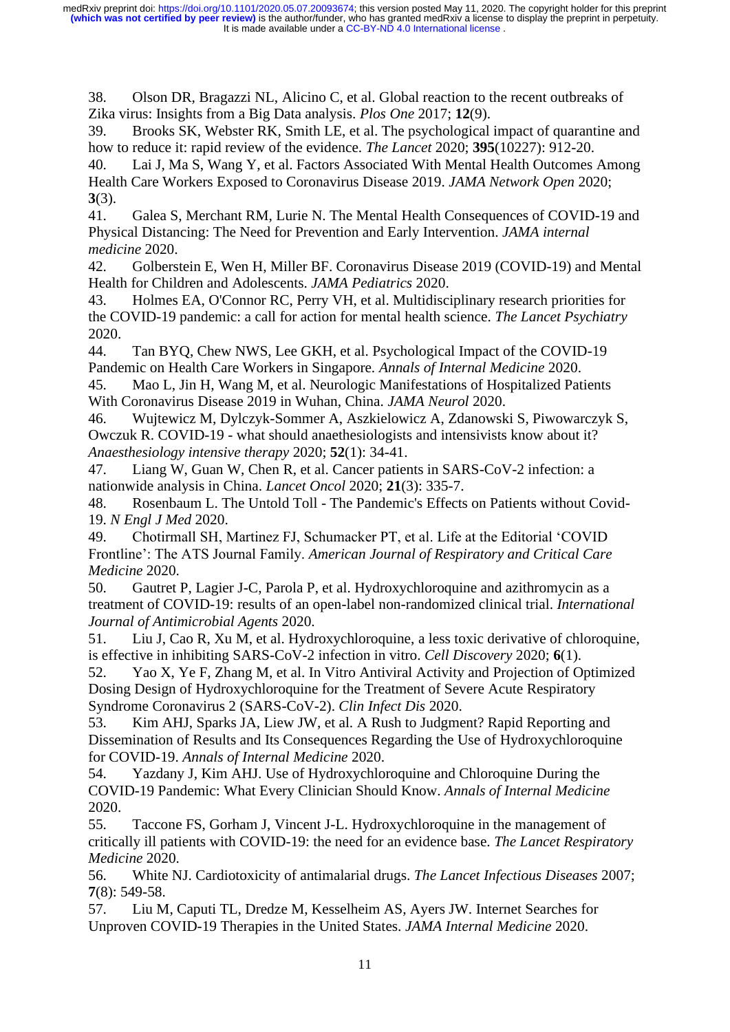38. Olson DR, Bragazzi NL, Alicino C, et al. Global reaction to the recent outbreaks of Zika virus: Insights from a Big Data analysis. *Plos One* 2017; **12**(9).

39. Brooks SK, Webster RK, Smith LE, et al. The psychological impact of quarantine and how to reduce it: rapid review of the evidence. *The Lancet* 2020; **395**(10227): 912-20.

40. Lai J, Ma S, Wang Y, et al. Factors Associated With Mental Health Outcomes Among Health Care Workers Exposed to Coronavirus Disease 2019. *JAMA Network Open* 2020; **3**(3).

41. Galea S, Merchant RM, Lurie N. The Mental Health Consequences of COVID-19 and Physical Distancing: The Need for Prevention and Early Intervention. *JAMA internal medicine* 2020.

42. Golberstein E, Wen H, Miller BF. Coronavirus Disease 2019 (COVID-19) and Mental Health for Children and Adolescents. *JAMA Pediatrics* 2020.

43. Holmes EA, O'Connor RC, Perry VH, et al. Multidisciplinary research priorities for the COVID-19 pandemic: a call for action for mental health science. *The Lancet Psychiatry* 2020.

44. Tan BYQ, Chew NWS, Lee GKH, et al. Psychological Impact of the COVID-19 Pandemic on Health Care Workers in Singapore. *Annals of Internal Medicine* 2020.

45. Mao L, Jin H, Wang M, et al. Neurologic Manifestations of Hospitalized Patients With Coronavirus Disease 2019 in Wuhan, China. *JAMA Neurol* 2020.

46. Wujtewicz M, Dylczyk-Sommer A, Aszkielowicz A, Zdanowski S, Piwowarczyk S, Owczuk R. COVID-19 - what should anaethesiologists and intensivists know about it? *Anaesthesiology intensive therapy* 2020; **52**(1): 34-41.

47. Liang W, Guan W, Chen R, et al. Cancer patients in SARS-CoV-2 infection: a nationwide analysis in China. *Lancet Oncol* 2020; **21**(3): 335-7.

48. Rosenbaum L. The Untold Toll - The Pandemic's Effects on Patients without Covid-19. *N Engl J Med* 2020.

49. Chotirmall SH, Martinez FJ, Schumacker PT, et al. Life at the Editorial 'COVID Frontline': The ATS Journal Family. *American Journal of Respiratory and Critical Care Medicine* 2020.

50. Gautret P, Lagier J-C, Parola P, et al. Hydroxychloroquine and azithromycin as a treatment of COVID-19: results of an open-label non-randomized clinical trial. *International Journal of Antimicrobial Agents* 2020.

51. Liu J, Cao R, Xu M, et al. Hydroxychloroquine, a less toxic derivative of chloroquine, is effective in inhibiting SARS-CoV-2 infection in vitro. *Cell Discovery* 2020; **6**(1).

52. Yao X, Ye F, Zhang M, et al. In Vitro Antiviral Activity and Projection of Optimized Dosing Design of Hydroxychloroquine for the Treatment of Severe Acute Respiratory Syndrome Coronavirus 2 (SARS-CoV-2). *Clin Infect Dis* 2020.

53. Kim AHJ, Sparks JA, Liew JW, et al. A Rush to Judgment? Rapid Reporting and Dissemination of Results and Its Consequences Regarding the Use of Hydroxychloroquine for COVID-19. *Annals of Internal Medicine* 2020.

54. Yazdany J, Kim AHJ. Use of Hydroxychloroquine and Chloroquine During the COVID-19 Pandemic: What Every Clinician Should Know. *Annals of Internal Medicine* 2020.

55. Taccone FS, Gorham J, Vincent J-L. Hydroxychloroquine in the management of critically ill patients with COVID-19: the need for an evidence base. *The Lancet Respiratory Medicine* 2020.

56. White NJ. Cardiotoxicity of antimalarial drugs. *The Lancet Infectious Diseases* 2007; **7**(8): 549-58.

57. Liu M, Caputi TL, Dredze M, Kesselheim AS, Ayers JW. Internet Searches for Unproven COVID-19 Therapies in the United States. *JAMA Internal Medicine* 2020.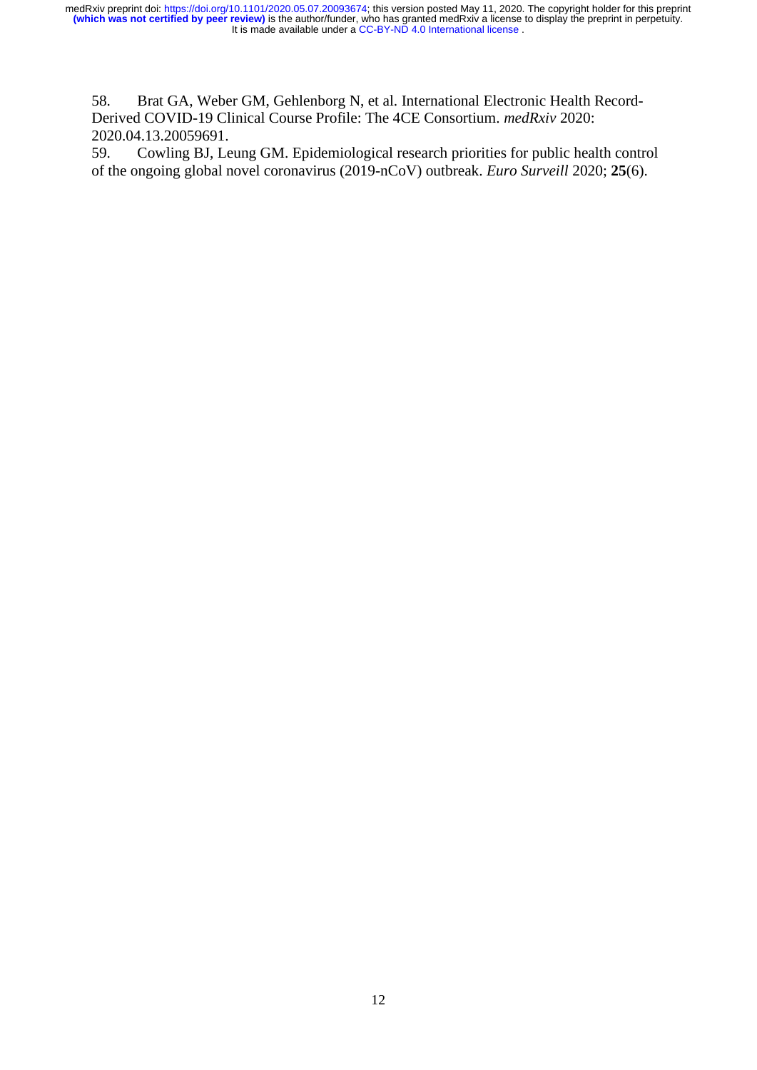58. Brat GA, Weber GM, Gehlenborg N, et al. International Electronic Health Record-Derived COVID-19 Clinical Course Profile: The 4CE Consortium. *medRxiv* 2020: 2020.04.13.20059691.

59. Cowling BJ, Leung GM. Epidemiological research priorities for public health control of the ongoing global novel coronavirus (2019-nCoV) outbreak. *Euro Surveill* 2020; **25**(6).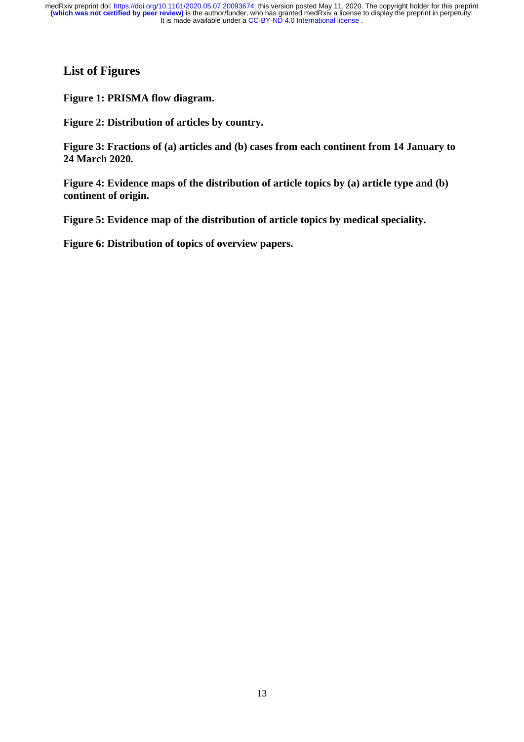## List of Figures

**Figure 1: PRISMA flow diagram.**

**Figure 2: Distribution of articles by country.**

**Figure 3: Fractions of (a) articles and (b) cases from each continent from 14 January to 24 March 2020.**

**Figure 4: Evidence maps of the distribution of article topics by (a) article type and (b) continent of origin.**

**Figure 5: Evidence map of the distribution of article topics by medical speciality.**

**Figure 6: Distribution of topics of overview papers.**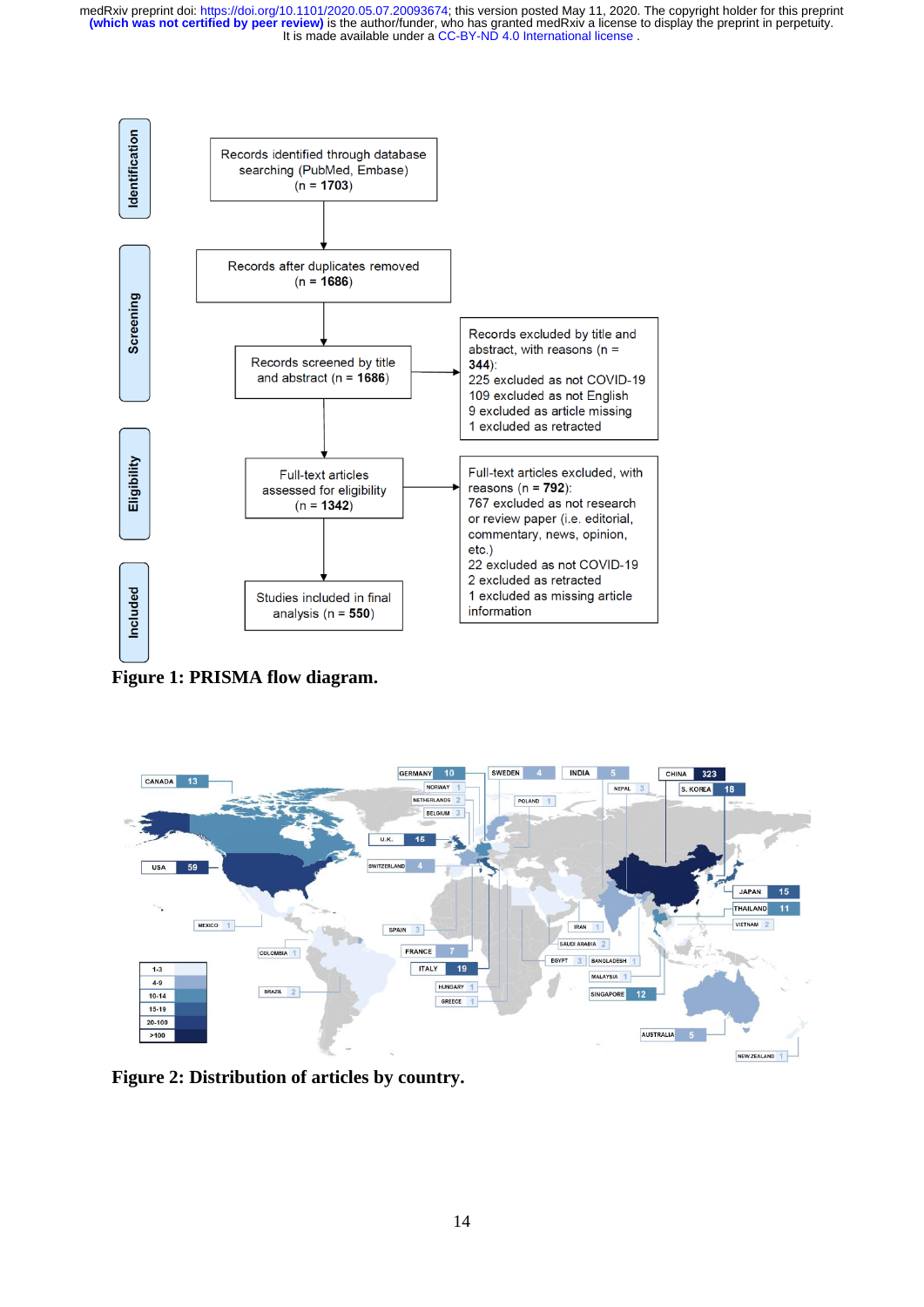**Identification**

Records identified through database searching (PubMed, Embase) (n = **1703**)

**Screening**

Records after duplicates removed (n = **1686**)

Records screened by title and abstract (n = **1686**)

Records excluded by title and abstract, with reasons (n = **344**):
225 excluded as not COVID-19
109 excluded as not English
9 excluded as article missing
1 excluded as retracted

**Eligibility**

Full-text articles assessed for eligibility (n = **1342**)

Full-text articles excluded, with reasons (n = **792**):
767 excluded as not research or review paper (i.e. editorial, commentary, news, opinion, etc.)
22 excluded as not COVID-19
2 excluded as retracted
1 excluded as missing article information

**Included**

Studies included in final analysis (n = **550**)

**Figure 1: PRISMA flow diagram.**

**Figure 2: Distribution of articles by country.**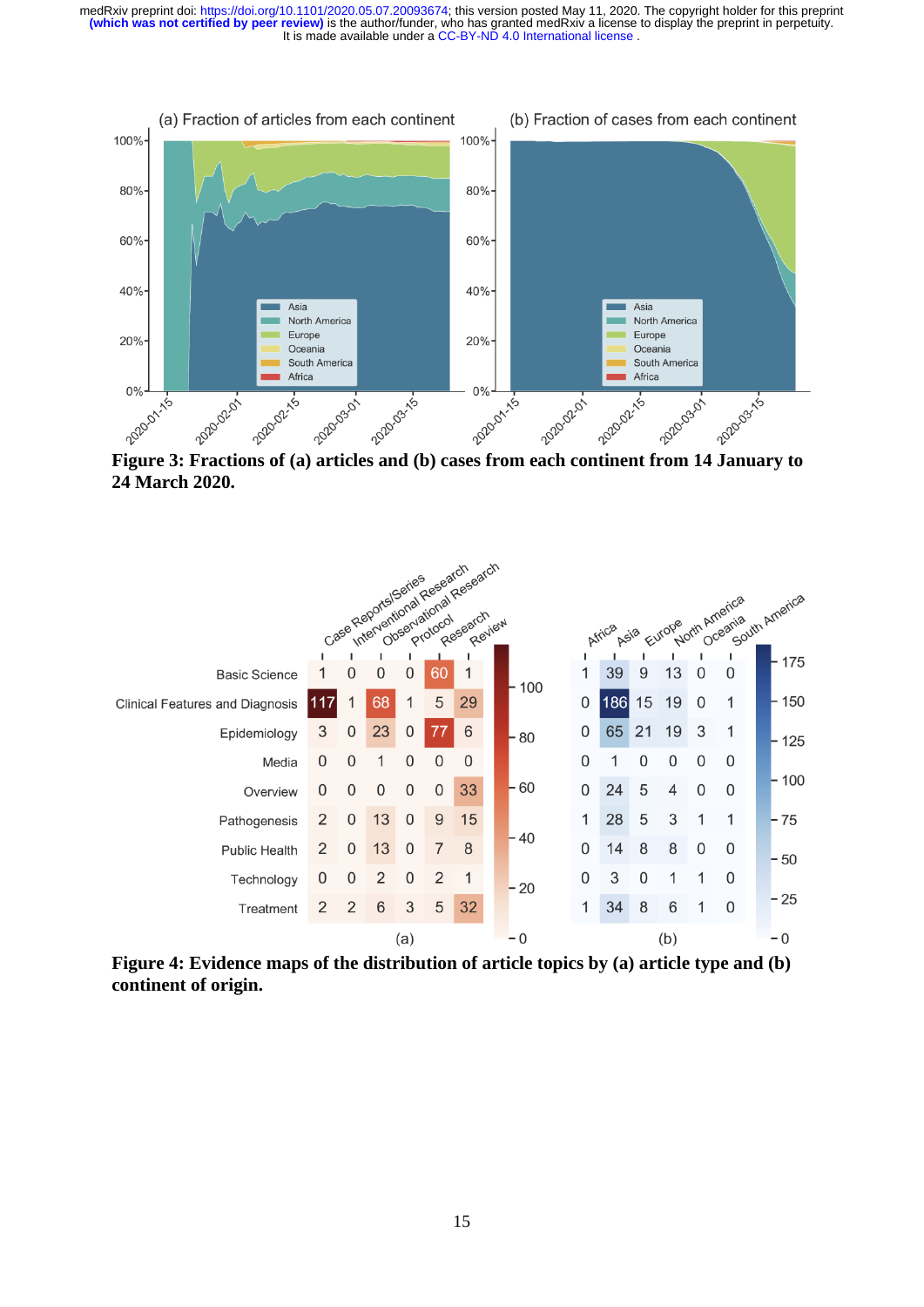**Figure 3: Fractions of (a) articles and (b) cases from each continent from 14 January to 24 March 2020.**

**Figure 4: Evidence maps of the distribution of article topics by (a) article type and (b) continent of origin.**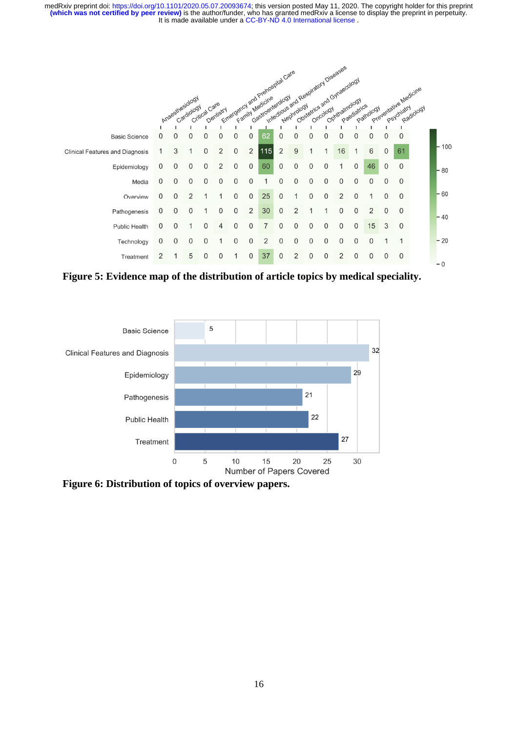Anaesthesiology
Cardiology
Critical Care
Dentistry
Emergency and Prehospital Care
Family Medicine
Gastroenterology
Infectious and Respiratory Diseases
Nephrology
Obstetrics and Gynaecology
Oncology
Ophthalmology
Paediatrics
Pathology
Preventative Medicine
Psychiatry
Radiology

Basic Science 0 0 0 0 0 0 0 62 0 0 0 0 0 0 0 0 0
Clinical Features and Diagnosis 1 3 1 0 2 0 2 115 2 9 1 1 16 1 6 0 61
Epidemiology 0 0 0 0 2 0 0 60 0 0 0 0 1 0 46 0 0
Media 0 0 0 0 0 0 0 1 0 0 0 0 0 0 0 0 0
Overview 0 0 2 1 1 0 0 25 0 1 0 0 2 0 1 0 0
Pathogenesis 0 0 0 1 0 0 2 30 0 2 1 1 0 0 2 0 0
Public Health 0 0 1 0 4 0 0 7 0 0 0 0 0 0 15 3 0
Technology 0 0 0 0 1 0 0 2 0 0 0 0 0 0 0 1 1
Treatment 2 1 5 0 0 1 0 37 0 2 0 0 2 0 0 0 0

0
20
40
60
80
100

**Figure 5: Evidence map of the distribution of article topics by medical speciality.**

Basic Science 5
Clinical Features and Diagnosis 32
Epidemiology 29
Pathogenesis 21
Public Health 22
Treatment 27

0 5 10 15 20 25 30
Number of Papers Covered

**Figure 6: Distribution of topics of overview papers.**